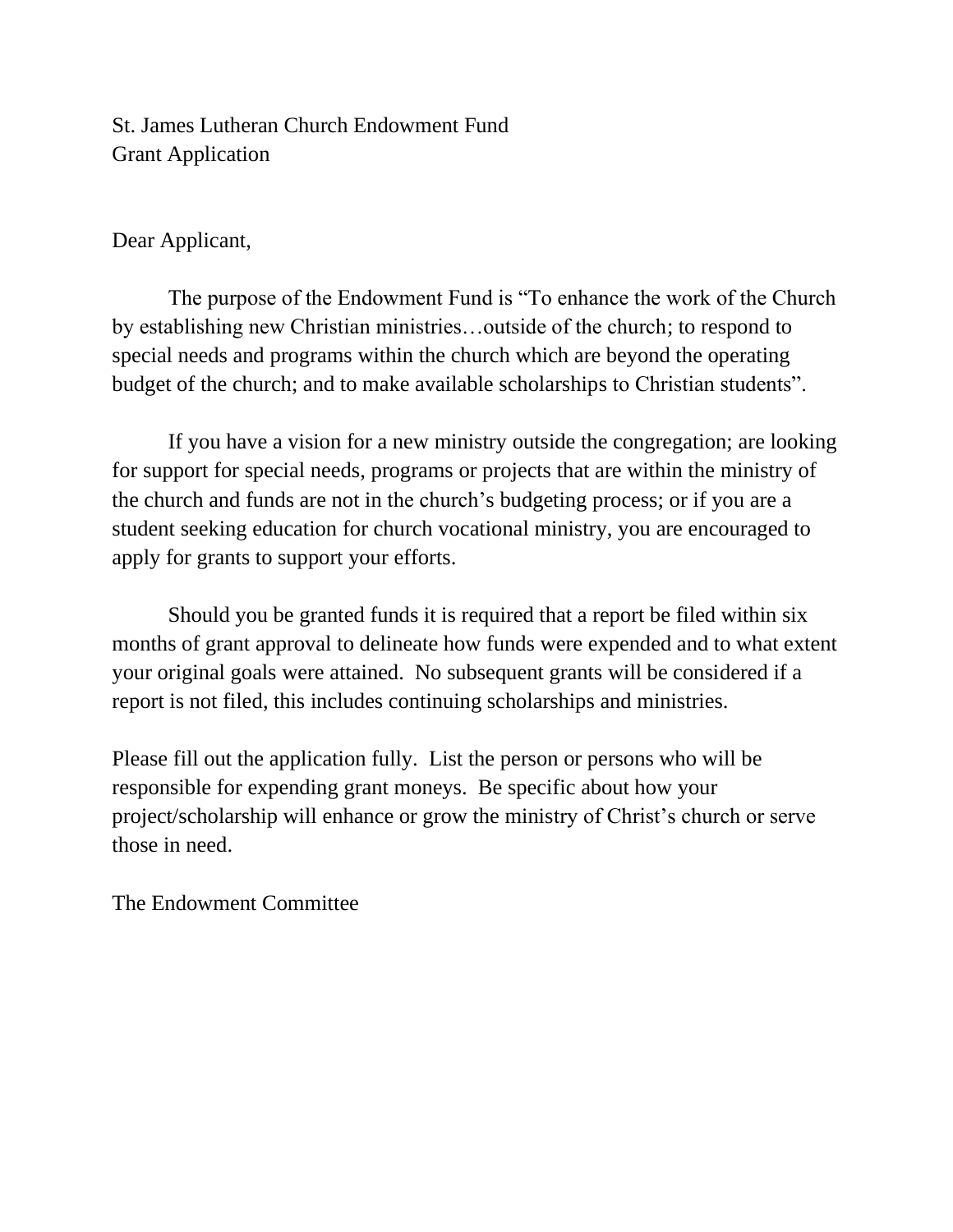St. James Lutheran Church Endowment Fund
Grant Application

Dear Applicant,

The purpose of the Endowment Fund is "To enhance the work of the Church by establishing new Christian ministries…outside of the church; to respond to special needs and programs within the church which are beyond the operating budget of the church; and to make available scholarships to Christian students".

If you have a vision for a new ministry outside the congregation; are looking for support for special needs, programs or projects that are within the ministry of the church and funds are not in the church's budgeting process; or if you are a student seeking education for church vocational ministry, you are encouraged to apply for grants to support your efforts.

Should you be granted funds it is required that a report be filed within six months of grant approval to delineate how funds were expended and to what extent your original goals were attained. No subsequent grants will be considered if a report is not filed, this includes continuing scholarships and ministries.

Please fill out the application fully. List the person or persons who will be responsible for expending grant moneys. Be specific about how your project/scholarship will enhance or grow the ministry of Christ's church or serve those in need.

The Endowment Committee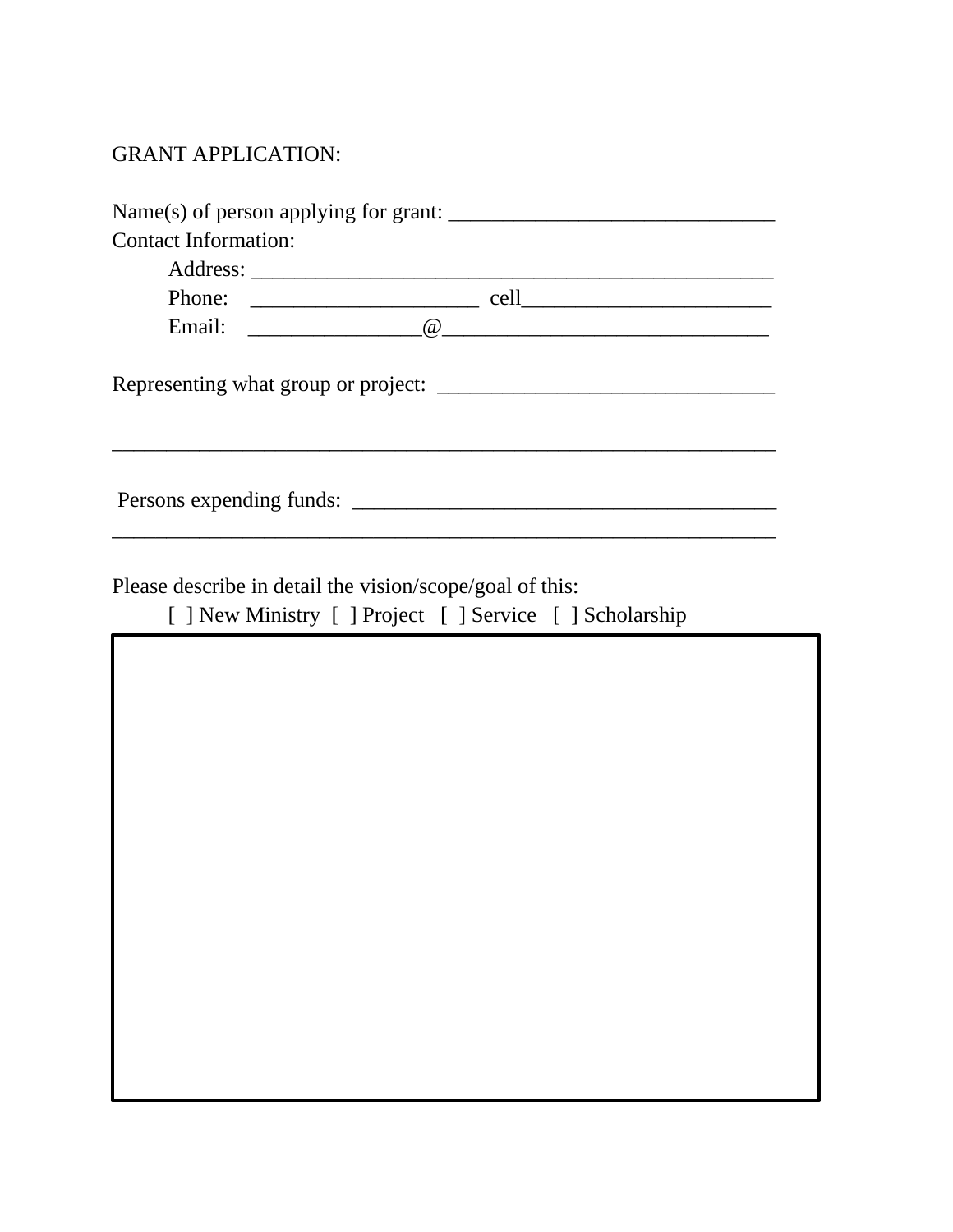GRANT APPLICATION:

Name(s) of person applying for grant: ______________________________

Contact Information:

Address: _________________________________________________

Phone: _____________________ cell_______________________

Email: ________________@______________________________

Representing what group or project: _______________________________

_______________________________________________________________

Persons expending funds: _______________________________________

_______________________________________________________________

Please describe in detail the vision/scope/goal of this:

[ ] New Ministry [ ] Project [ ] Service [ ] Scholarship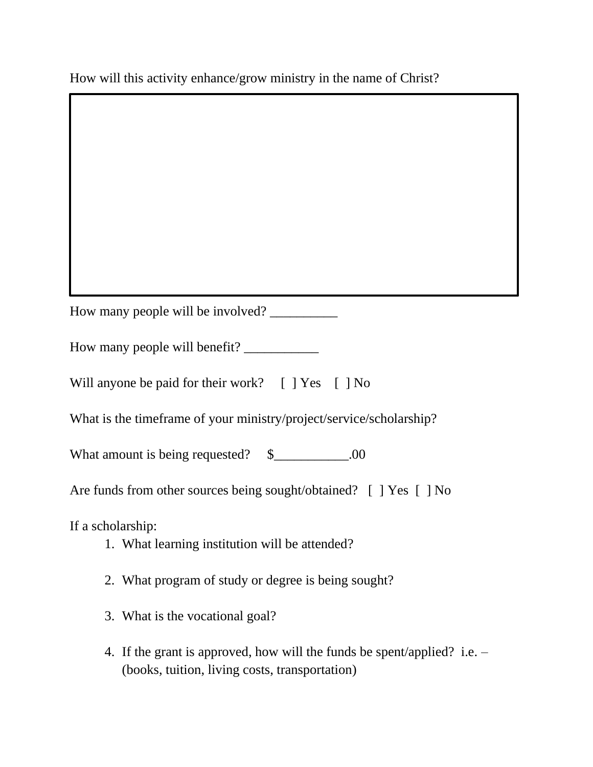How will this activity enhance/grow ministry in the name of Christ?

How many people will be involved? __________

How many people will benefit? ___________

Will anyone be paid for their work? [ ] Yes [ ] No

What is the timeframe of your ministry/project/service/scholarship?

What amount is being requested? $___________.00

Are funds from other sources being sought/obtained? [ ] Yes [ ] No

If a scholarship:

1. What learning institution will be attended?

2. What program of study or degree is being sought?

3. What is the vocational goal?

4. If the grant is approved, how will the funds be spent/applied? i.e. – (books, tuition, living costs, transportation)